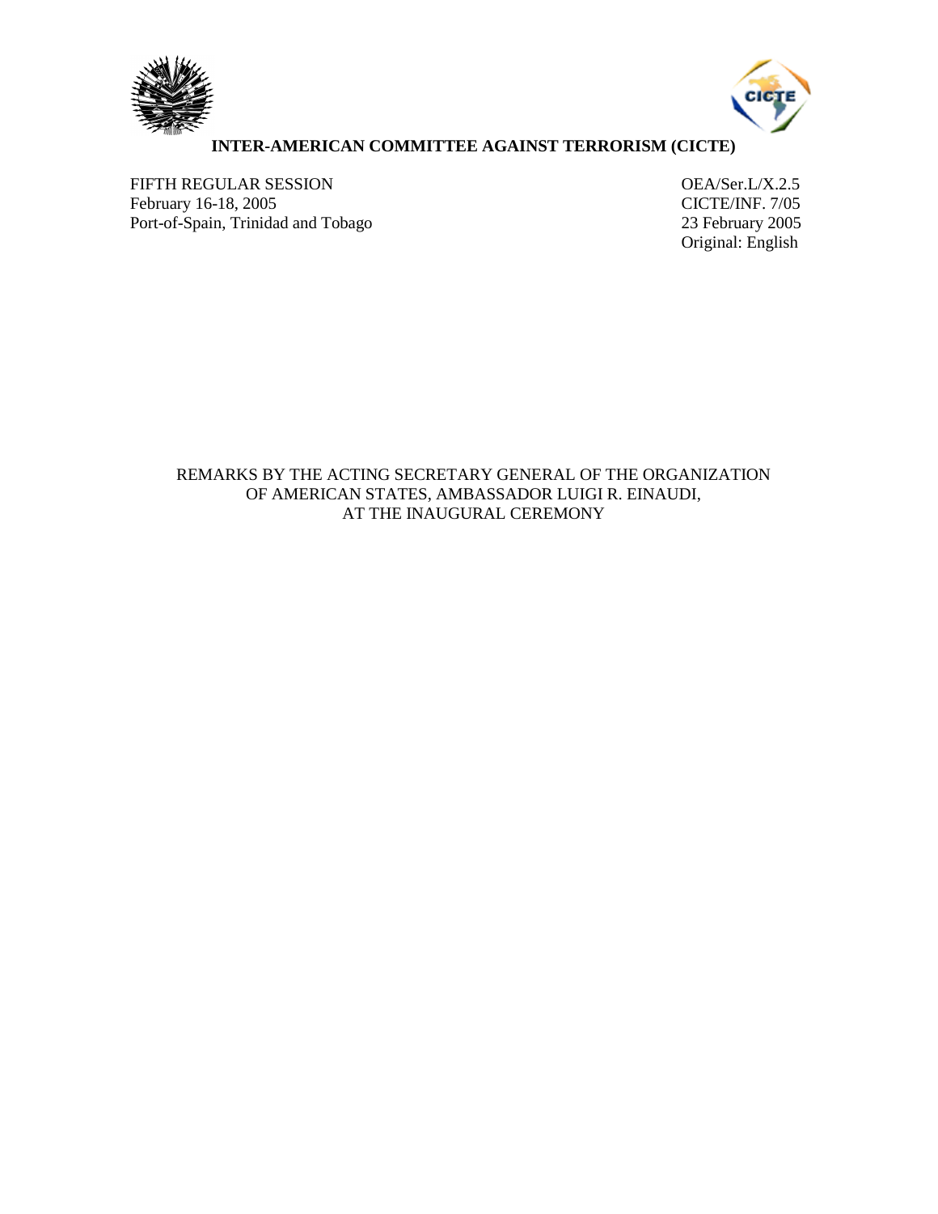# INTER-AMERICAN COMMITTEE AGAINST TERRORISM (CICTE)

FIFTH REGULAR SESSION
February 16-18, 2005
Port-of-Spain, Trinidad and Tobago

OEA/Ser.L/X.2.5
CICTE/INF. 7/05
23 February 2005
Original: English

REMARKS BY THE ACTING SECRETARY GENERAL OF THE ORGANIZATION OF AMERICAN STATES, AMBASSADOR LUIGI R. EINAUDI, AT THE INAUGURAL CEREMONY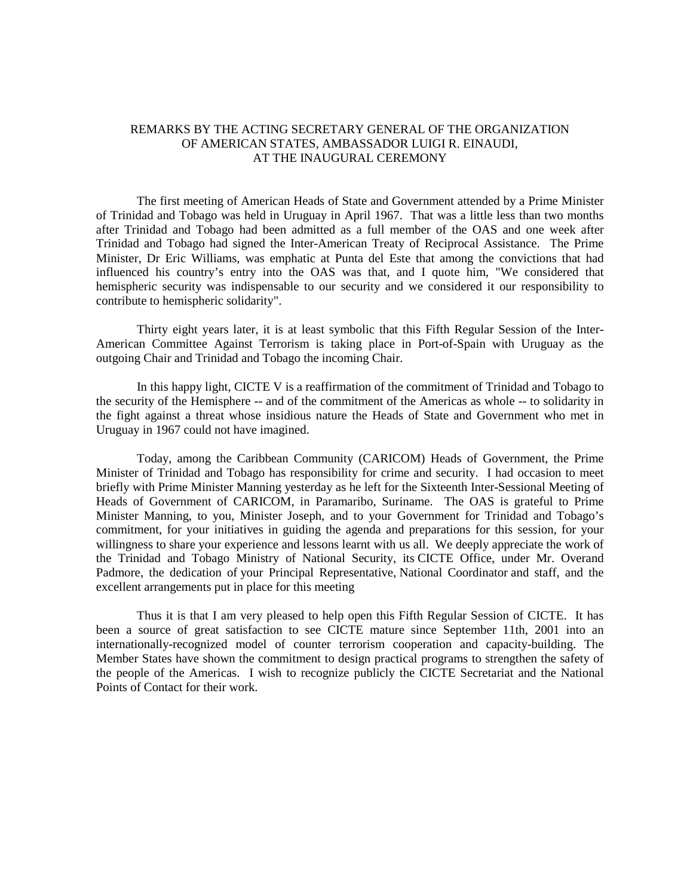REMARKS BY THE ACTING SECRETARY GENERAL OF THE ORGANIZATION OF AMERICAN STATES, AMBASSADOR LUIGI R. EINAUDI, AT THE INAUGURAL CEREMONY

The first meeting of American Heads of State and Government attended by a Prime Minister of Trinidad and Tobago was held in Uruguay in April 1967. That was a little less than two months after Trinidad and Tobago had been admitted as a full member of the OAS and one week after Trinidad and Tobago had signed the Inter-American Treaty of Reciprocal Assistance. The Prime Minister, Dr Eric Williams, was emphatic at Punta del Este that among the convictions that had influenced his country's entry into the OAS was that, and I quote him, "We considered that hemispheric security was indispensable to our security and we considered it our responsibility to contribute to hemispheric solidarity".

Thirty eight years later, it is at least symbolic that this Fifth Regular Session of the Inter-American Committee Against Terrorism is taking place in Port-of-Spain with Uruguay as the outgoing Chair and Trinidad and Tobago the incoming Chair.

In this happy light, CICTE V is a reaffirmation of the commitment of Trinidad and Tobago to the security of the Hemisphere -- and of the commitment of the Americas as whole -- to solidarity in the fight against a threat whose insidious nature the Heads of State and Government who met in Uruguay in 1967 could not have imagined.

Today, among the Caribbean Community (CARICOM) Heads of Government, the Prime Minister of Trinidad and Tobago has responsibility for crime and security. I had occasion to meet briefly with Prime Minister Manning yesterday as he left for the Sixteenth Inter-Sessional Meeting of Heads of Government of CARICOM, in Paramaribo, Suriname. The OAS is grateful to Prime Minister Manning, to you, Minister Joseph, and to your Government for Trinidad and Tobago's commitment, for your initiatives in guiding the agenda and preparations for this session, for your willingness to share your experience and lessons learnt with us all. We deeply appreciate the work of the Trinidad and Tobago Ministry of National Security, its CICTE Office, under Mr. Overand Padmore, the dedication of your Principal Representative, National Coordinator and staff, and the excellent arrangements put in place for this meeting

Thus it is that I am very pleased to help open this Fifth Regular Session of CICTE. It has been a source of great satisfaction to see CICTE mature since September 11th, 2001 into an internationally-recognized model of counter terrorism cooperation and capacity-building. The Member States have shown the commitment to design practical programs to strengthen the safety of the people of the Americas. I wish to recognize publicly the CICTE Secretariat and the National Points of Contact for their work.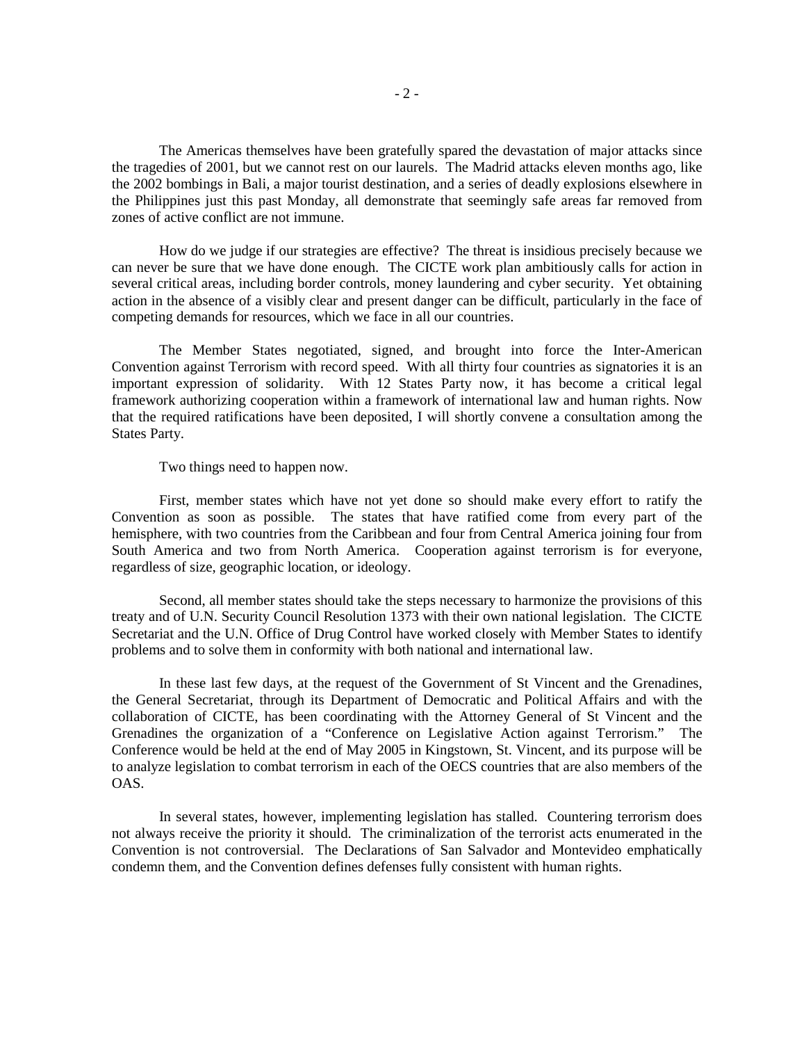The Americas themselves have been gratefully spared the devastation of major attacks since the tragedies of 2001, but we cannot rest on our laurels. The Madrid attacks eleven months ago, like the 2002 bombings in Bali, a major tourist destination, and a series of deadly explosions elsewhere in the Philippines just this past Monday, all demonstrate that seemingly safe areas far removed from zones of active conflict are not immune.

How do we judge if our strategies are effective? The threat is insidious precisely because we can never be sure that we have done enough. The CICTE work plan ambitiously calls for action in several critical areas, including border controls, money laundering and cyber security. Yet obtaining action in the absence of a visibly clear and present danger can be difficult, particularly in the face of competing demands for resources, which we face in all our countries.

The Member States negotiated, signed, and brought into force the Inter-American Convention against Terrorism with record speed. With all thirty four countries as signatories it is an important expression of solidarity. With 12 States Party now, it has become a critical legal framework authorizing cooperation within a framework of international law and human rights. Now that the required ratifications have been deposited, I will shortly convene a consultation among the States Party.

Two things need to happen now.

First, member states which have not yet done so should make every effort to ratify the Convention as soon as possible. The states that have ratified come from every part of the hemisphere, with two countries from the Caribbean and four from Central America joining four from South America and two from North America. Cooperation against terrorism is for everyone, regardless of size, geographic location, or ideology.

Second, all member states should take the steps necessary to harmonize the provisions of this treaty and of U.N. Security Council Resolution 1373 with their own national legislation. The CICTE Secretariat and the U.N. Office of Drug Control have worked closely with Member States to identify problems and to solve them in conformity with both national and international law.

In these last few days, at the request of the Government of St Vincent and the Grenadines, the General Secretariat, through its Department of Democratic and Political Affairs and with the collaboration of CICTE, has been coordinating with the Attorney General of St Vincent and the Grenadines the organization of a "Conference on Legislative Action against Terrorism." The Conference would be held at the end of May 2005 in Kingstown, St. Vincent, and its purpose will be to analyze legislation to combat terrorism in each of the OECS countries that are also members of the OAS.

In several states, however, implementing legislation has stalled. Countering terrorism does not always receive the priority it should. The criminalization of the terrorist acts enumerated in the Convention is not controversial. The Declarations of San Salvador and Montevideo emphatically condemn them, and the Convention defines defenses fully consistent with human rights.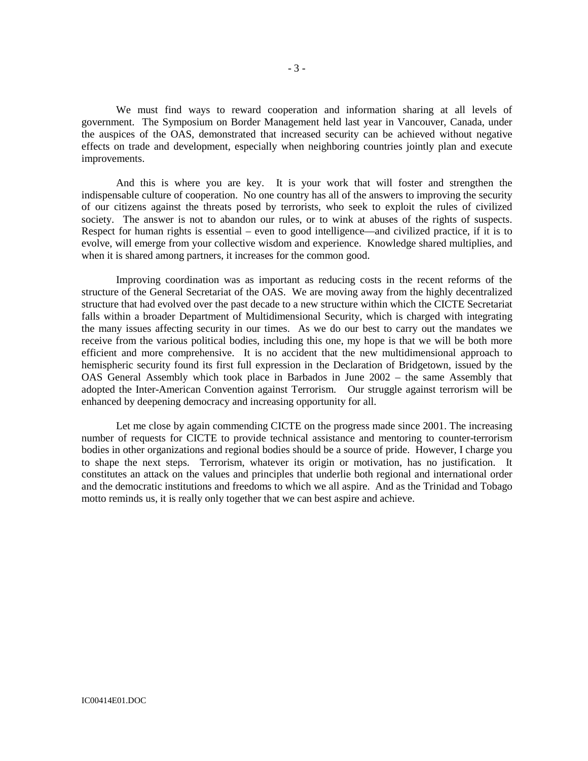We must find ways to reward cooperation and information sharing at all levels of government. The Symposium on Border Management held last year in Vancouver, Canada, under the auspices of the OAS, demonstrated that increased security can be achieved without negative effects on trade and development, especially when neighboring countries jointly plan and execute improvements.

And this is where you are key. It is your work that will foster and strengthen the indispensable culture of cooperation. No one country has all of the answers to improving the security of our citizens against the threats posed by terrorists, who seek to exploit the rules of civilized society. The answer is not to abandon our rules, or to wink at abuses of the rights of suspects. Respect for human rights is essential – even to good intelligence—and civilized practice, if it is to evolve, will emerge from your collective wisdom and experience. Knowledge shared multiplies, and when it is shared among partners, it increases for the common good.

Improving coordination was as important as reducing costs in the recent reforms of the structure of the General Secretariat of the OAS. We are moving away from the highly decentralized structure that had evolved over the past decade to a new structure within which the CICTE Secretariat falls within a broader Department of Multidimensional Security, which is charged with integrating the many issues affecting security in our times. As we do our best to carry out the mandates we receive from the various political bodies, including this one, my hope is that we will be both more efficient and more comprehensive. It is no accident that the new multidimensional approach to hemispheric security found its first full expression in the Declaration of Bridgetown, issued by the OAS General Assembly which took place in Barbados in June 2002 – the same Assembly that adopted the Inter-American Convention against Terrorism. Our struggle against terrorism will be enhanced by deepening democracy and increasing opportunity for all.

Let me close by again commending CICTE on the progress made since 2001. The increasing number of requests for CICTE to provide technical assistance and mentoring to counter-terrorism bodies in other organizations and regional bodies should be a source of pride. However, I charge you to shape the next steps. Terrorism, whatever its origin or motivation, has no justification. It constitutes an attack on the values and principles that underlie both regional and international order and the democratic institutions and freedoms to which we all aspire. And as the Trinidad and Tobago motto reminds us, it is really only together that we can best aspire and achieve.